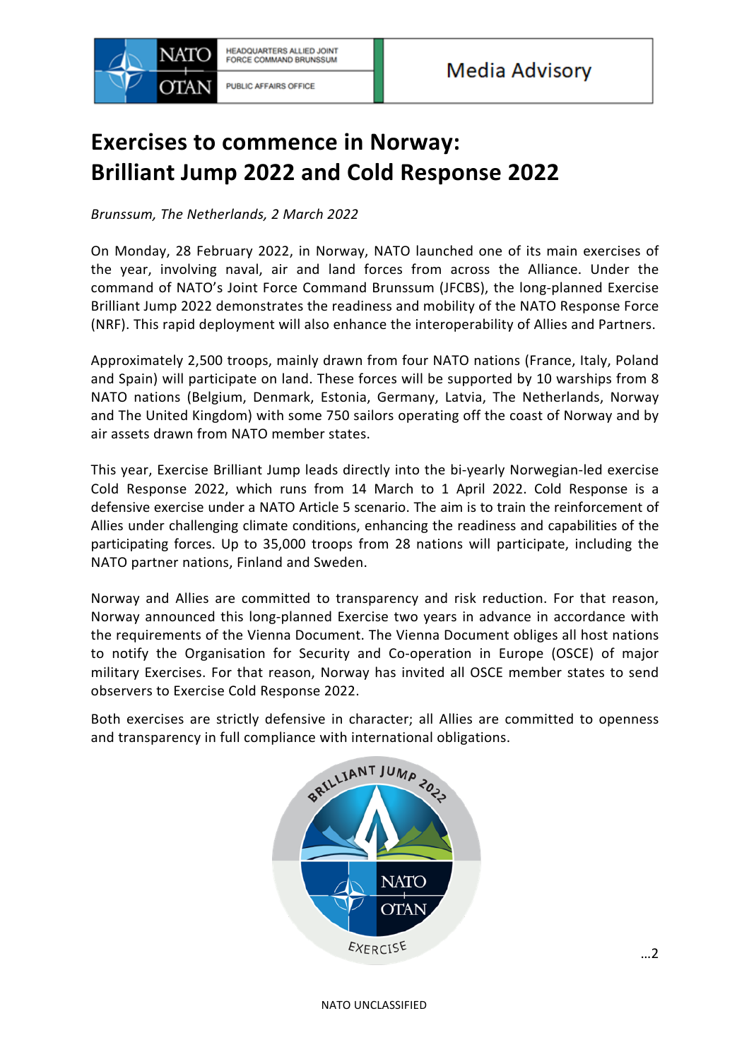NATO OTAN | HEADQUARTERS ALLIED JOINT FORCE COMMAND BRUNSSUM | PUBLIC AFFAIRS OFFICE

Media Advisory

# Exercises to commence in Norway: Brilliant Jump 2022 and Cold Response 2022

*Brunssum, The Netherlands, 2 March 2022*

On Monday, 28 February 2022, in Norway, NATO launched one of its main exercises of the year, involving naval, air and land forces from across the Alliance. Under the command of NATO's Joint Force Command Brunssum (JFCBS), the long-planned Exercise Brilliant Jump 2022 demonstrates the readiness and mobility of the NATO Response Force (NRF). This rapid deployment will also enhance the interoperability of Allies and Partners.

Approximately 2,500 troops, mainly drawn from four NATO nations (France, Italy, Poland and Spain) will participate on land. These forces will be supported by 10 warships from 8 NATO nations (Belgium, Denmark, Estonia, Germany, Latvia, The Netherlands, Norway and The United Kingdom) with some 750 sailors operating off the coast of Norway and by air assets drawn from NATO member states.

This year, Exercise Brilliant Jump leads directly into the bi-yearly Norwegian-led exercise Cold Response 2022, which runs from 14 March to 1 April 2022. Cold Response is a defensive exercise under a NATO Article 5 scenario. The aim is to train the reinforcement of Allies under challenging climate conditions, enhancing the readiness and capabilities of the participating forces. Up to 35,000 troops from 28 nations will participate, including the NATO partner nations, Finland and Sweden.

Norway and Allies are committed to transparency and risk reduction. For that reason, Norway announced this long-planned Exercise two years in advance in accordance with the requirements of the Vienna Document. The Vienna Document obliges all host nations to notify the Organisation for Security and Co-operation in Europe (OSCE) of major military Exercises. For that reason, Norway has invited all OSCE member states to send observers to Exercise Cold Response 2022.

Both exercises are strictly defensive in character; all Allies are committed to openness and transparency in full compliance with international obligations.

…2

NATO UNCLASSIFIED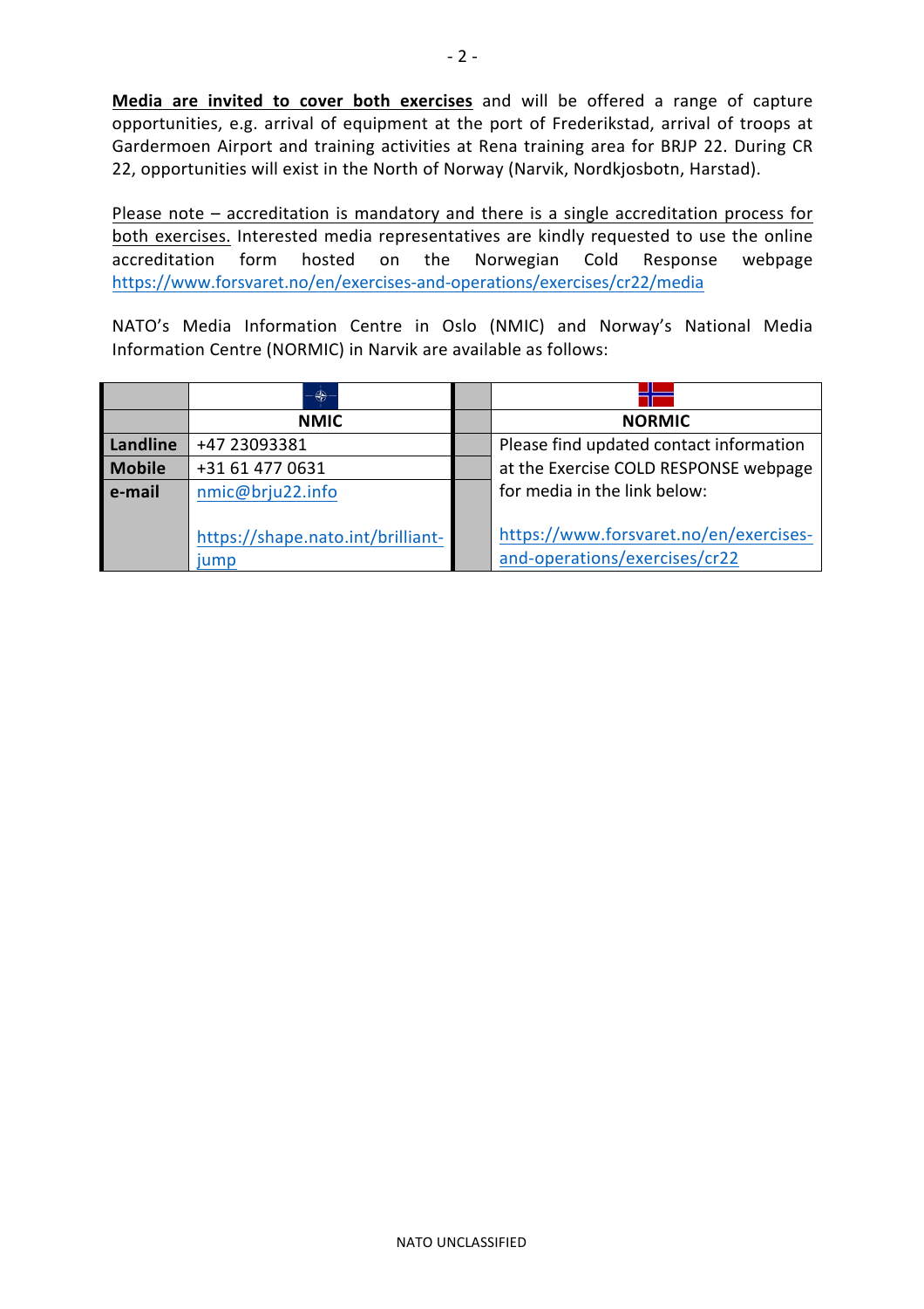**Media are invited to cover both exercises** and will be offered a range of capture opportunities, e.g. arrival of equipment at the port of Frederikstad, arrival of troops at Gardermoen Airport and training activities at Rena training area for BRJP 22. During CR 22, opportunities will exist in the North of Norway (Narvik, Nordkjosbotn, Harstad).

Please note – accreditation is mandatory and there is a single accreditation process for both exercises. Interested media representatives are kindly requested to use the online accreditation form hosted on the Norwegian Cold Response webpage https://www.forsvaret.no/en/exercises-and-operations/exercises/cr22/media

NATO's Media Information Centre in Oslo (NMIC) and Norway's National Media Information Centre (NORMIC) in Narvik are available as follows:

| | **NMIC** | | **NORMIC** |
|---|---|---|---|
| **Landline** | +47 23093381 | | Please find updated contact information at the Exercise COLD RESPONSE webpage for media in the link below: https://www.forsvaret.no/en/exercises-and-operations/exercises/cr22 |
| **Mobile** | +31 61 477 0631 | | |
| **e-mail** | nmic@brju22.info https://shape.nato.int/brilliant-jump | | |

NATO UNCLASSIFIED